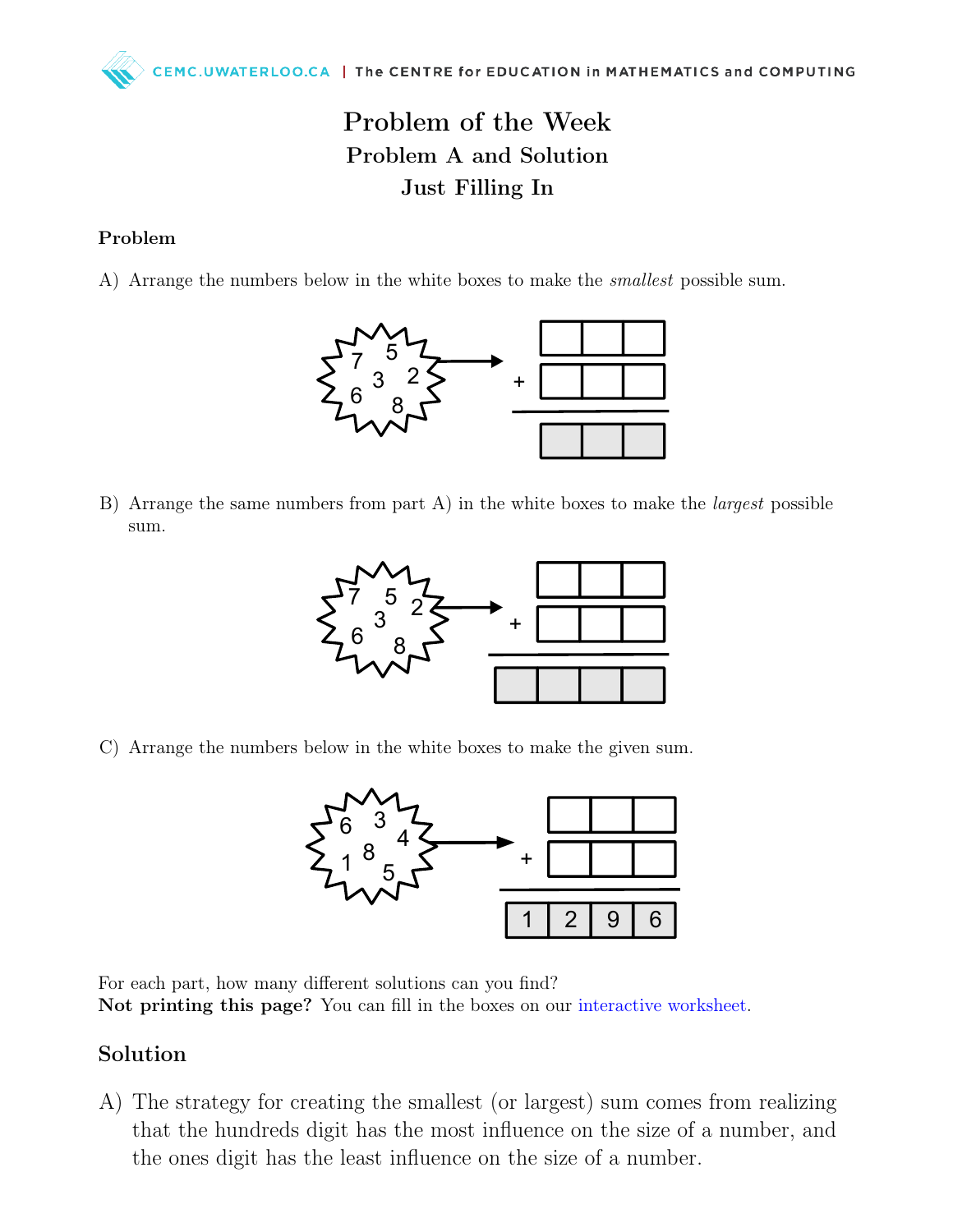# Problem of the Week
## Problem A and Solution
## Just Filling In

### Problem

A) Arrange the numbers below in the white boxes to make the *smallest* possible sum.

Numbers: 7, 5, 3, 2, 6, 8

| | | | |
|---|---|---|---|
| | ☐ | ☐ | ☐ |
| + | ☐ | ☐ | ☐ |
| | ☐ | ☐ | ☐ |

B) Arrange the same numbers from part A) in the white boxes to make the *largest* possible sum.

Numbers: 7, 5, 2, 3, 6, 8

| | | | |
|---|---|---|---|
| | ☐ | ☐ | ☐ |
| + | ☐ | ☐ | ☐ |
| ☐ | ☐ | ☐ | ☐ |

C) Arrange the numbers below in the white boxes to make the given sum.

Numbers: 6, 3, 4, 1, 8, 5

| | | | |
|---|---|---|---|
| | ☐ | ☐ | ☐ |
| + | ☐ | ☐ | ☐ |
| 1 | 2 | 9 | 6 |

For each part, how many different solutions can you find?

**Not printing this page?** You can fill in the boxes on our interactive worksheet.

## Solution

A) The strategy for creating the smallest (or largest) sum comes from realizing that the hundreds digit has the most influence on the size of a number, and the ones digit has the least influence on the size of a number.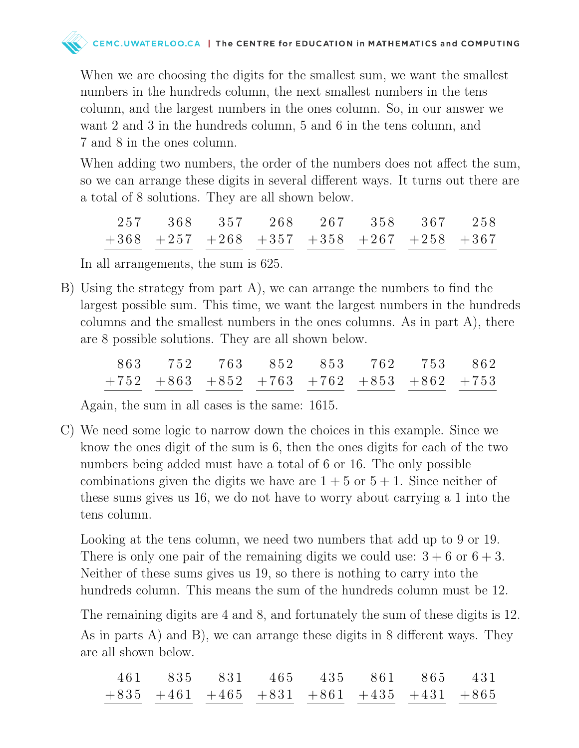When we are choosing the digits for the smallest sum, we want the smallest numbers in the hundreds column, the next smallest numbers in the tens column, and the largest numbers in the ones column. So, in our answer we want 2 and 3 in the hundreds column, 5 and 6 in the tens column, and 7 and 8 in the ones column.

When adding two numbers, the order of the numbers does not affect the sum, so we can arrange these digits in several different ways. It turns out there are a total of 8 solutions. They are all shown below.

$$\begin{array}{r}257\\+368\\\hline\end{array}\quad\begin{array}{r}368\\+257\\\hline\end{array}\quad\begin{array}{r}357\\+268\\\hline\end{array}\quad\begin{array}{r}268\\+357\\\hline\end{array}\quad\begin{array}{r}267\\+358\\\hline\end{array}\quad\begin{array}{r}358\\+267\\\hline\end{array}\quad\begin{array}{r}367\\+258\\\hline\end{array}\quad\begin{array}{r}258\\+367\\\hline\end{array}$$

In all arrangements, the sum is 625.

B) Using the strategy from part A), we can arrange the numbers to find the largest possible sum. This time, we want the largest numbers in the hundreds columns and the smallest numbers in the ones columns. As in part A), there are 8 possible solutions. They are all shown below.

$$\begin{array}{r}863\\+752\\\hline\end{array}\quad\begin{array}{r}752\\+863\\\hline\end{array}\quad\begin{array}{r}763\\+852\\\hline\end{array}\quad\begin{array}{r}852\\+763\\\hline\end{array}\quad\begin{array}{r}853\\+762\\\hline\end{array}\quad\begin{array}{r}762\\+853\\\hline\end{array}\quad\begin{array}{r}753\\+862\\\hline\end{array}\quad\begin{array}{r}862\\+753\\\hline\end{array}$$

Again, the sum in all cases is the same: 1615.

C) We need some logic to narrow down the choices in this example. Since we know the ones digit of the sum is 6, then the ones digits for each of the two numbers being added must have a total of 6 or 16. The only possible combinations given the digits we have are $1 + 5$ or $5 + 1$. Since neither of these sums gives us 16, we do not have to worry about carrying a 1 into the tens column.

Looking at the tens column, we need two numbers that add up to 9 or 19. There is only one pair of the remaining digits we could use: $3 + 6$ or $6 + 3$. Neither of these sums gives us 19, so there is nothing to carry into the hundreds column. This means the sum of the hundreds column must be 12.

The remaining digits are 4 and 8, and fortunately the sum of these digits is 12.

As in parts A) and B), we can arrange these digits in 8 different ways. They are all shown below.

$$\begin{array}{r}461\\+835\\\hline\end{array}\quad\begin{array}{r}835\\+461\\\hline\end{array}\quad\begin{array}{r}831\\+465\\\hline\end{array}\quad\begin{array}{r}465\\+831\\\hline\end{array}\quad\begin{array}{r}435\\+861\\\hline\end{array}\quad\begin{array}{r}861\\+435\\\hline\end{array}\quad\begin{array}{r}865\\+431\\\hline\end{array}\quad\begin{array}{r}431\\+865\\\hline\end{array}$$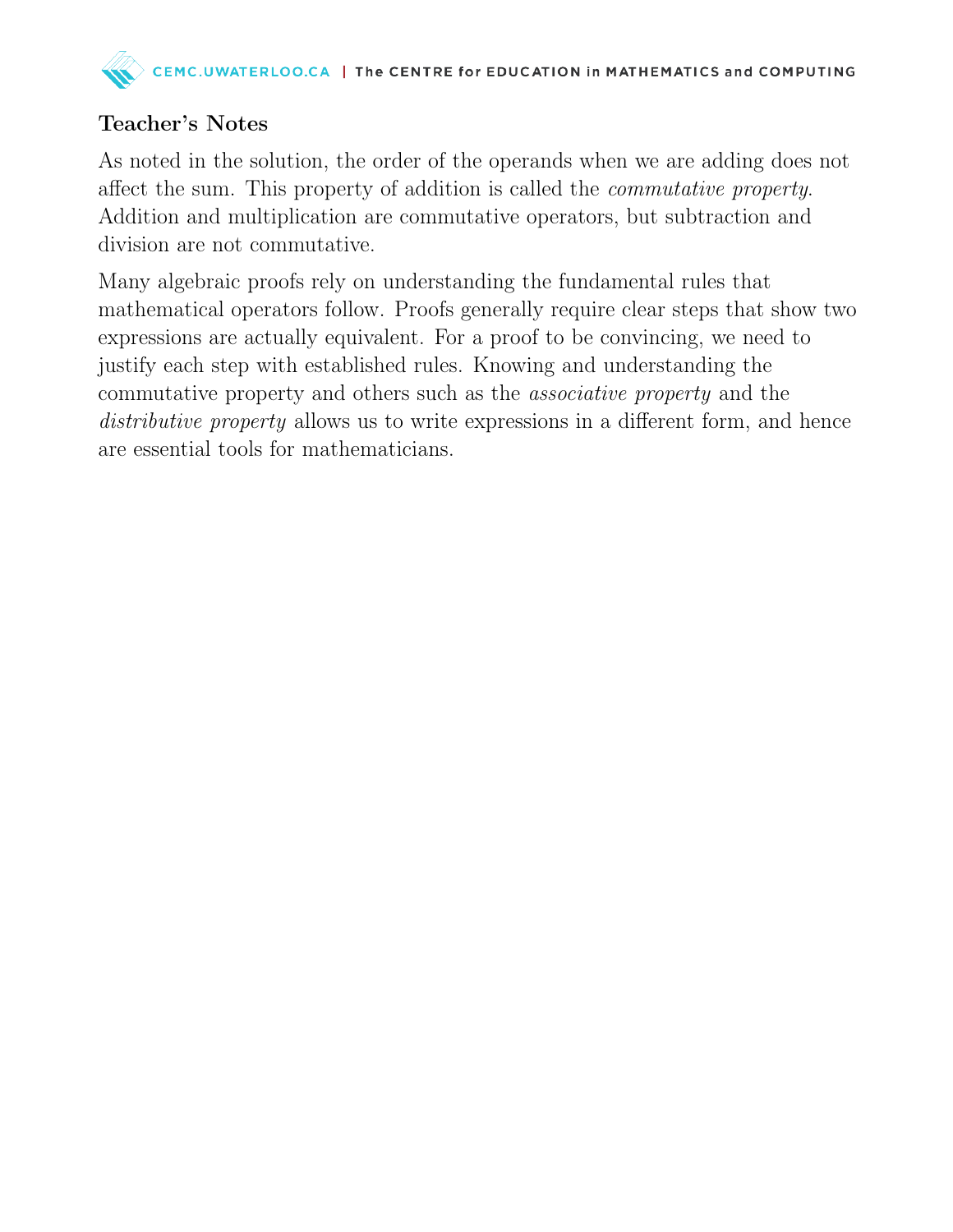**Teacher's Notes**

As noted in the solution, the order of the operands when we are adding does not affect the sum. This property of addition is called the *commutative property*. Addition and multiplication are commutative operators, but subtraction and division are not commutative.

Many algebraic proofs rely on understanding the fundamental rules that mathematical operators follow. Proofs generally require clear steps that show two expressions are actually equivalent. For a proof to be convincing, we need to justify each step with established rules. Knowing and understanding the commutative property and others such as the *associative property* and the *distributive property* allows us to write expressions in a different form, and hence are essential tools for mathematicians.